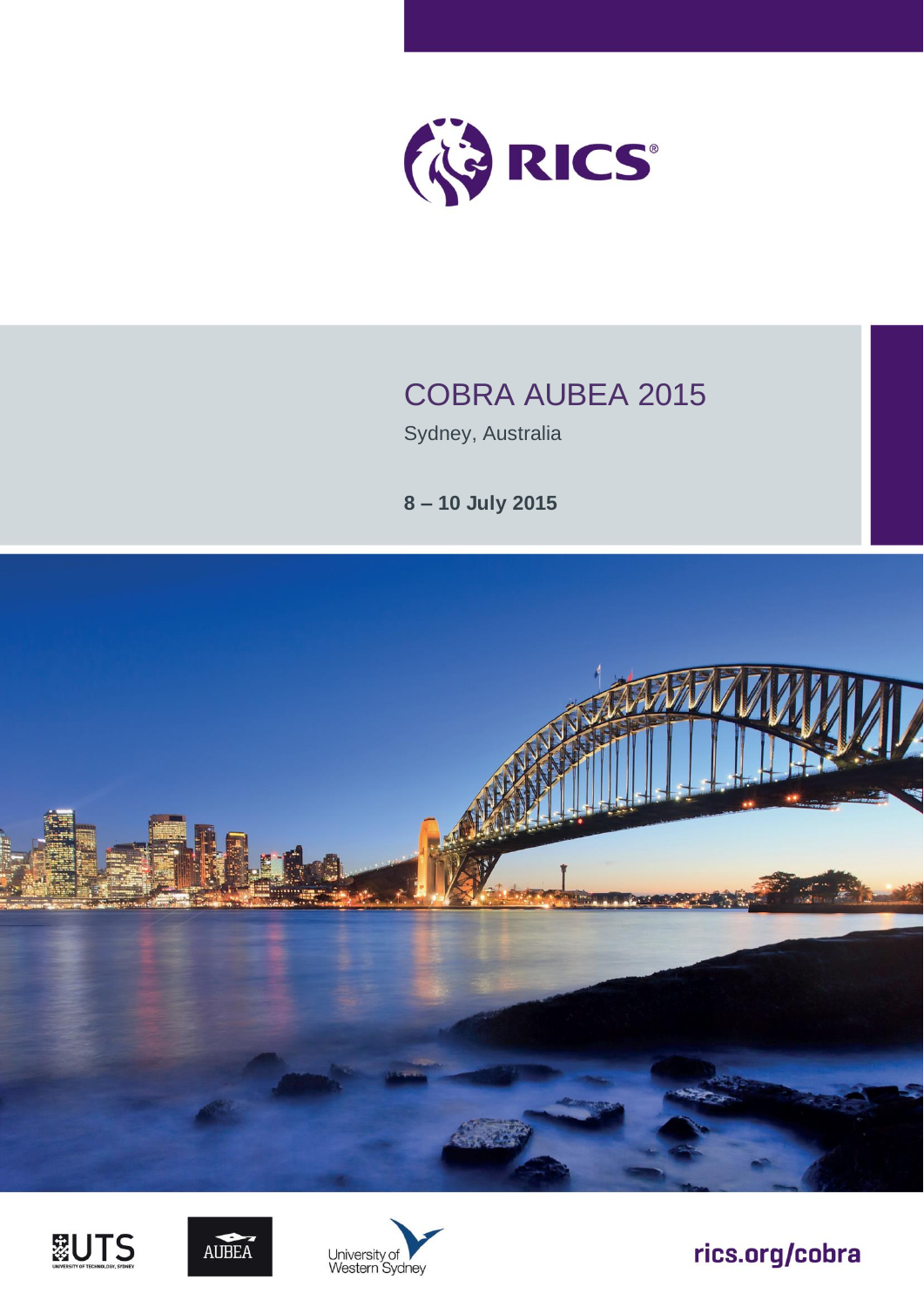RICS

# COBRA AUBEA 2015

Sydney, Australia

**8 – 10 July 2015**

UTS

AUBEA

University of Western Sydney

rics.org/cobra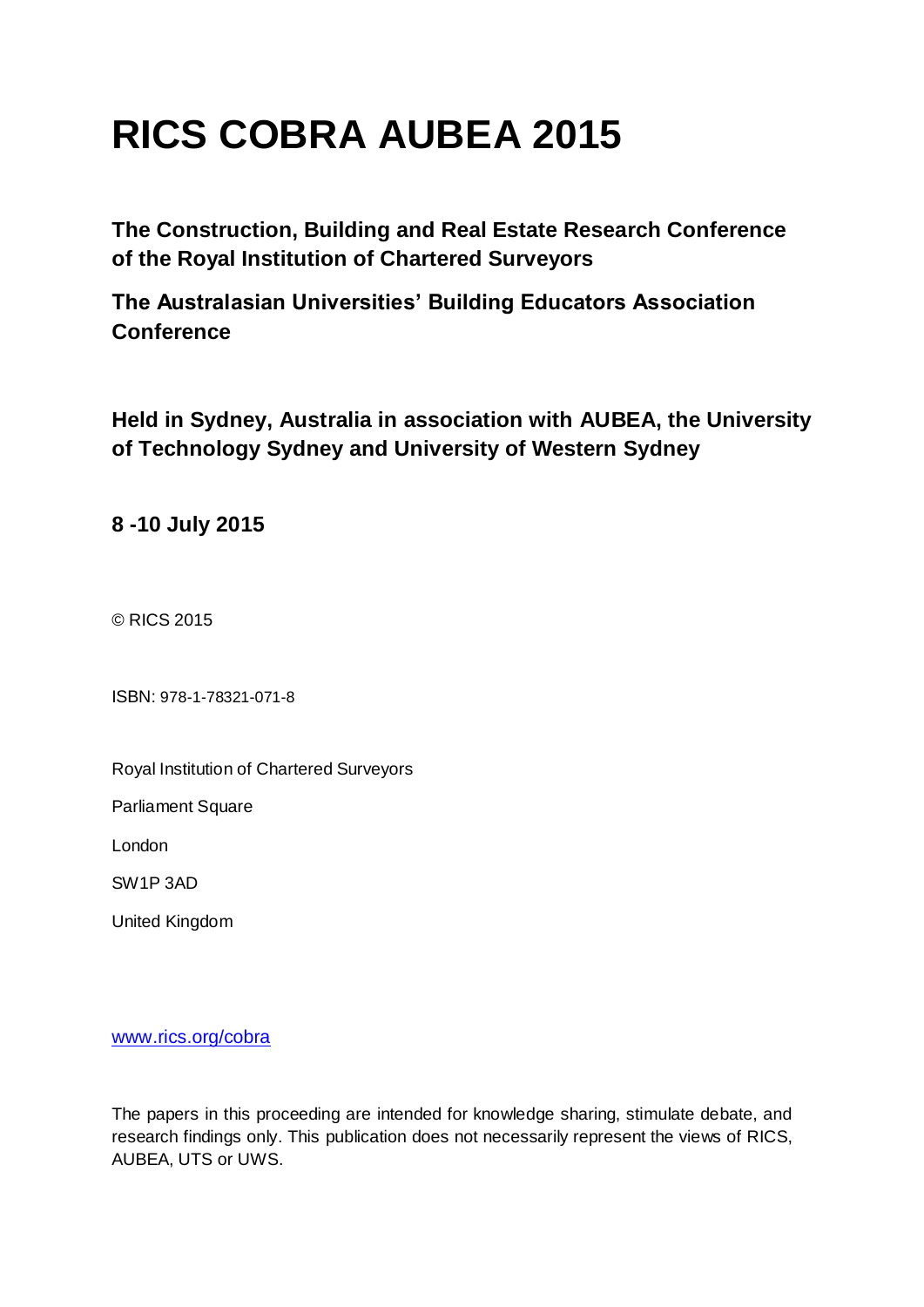# RICS COBRA AUBEA 2015

**The Construction, Building and Real Estate Research Conference of the Royal Institution of Chartered Surveyors**

**The Australasian Universities' Building Educators Association Conference**

**Held in Sydney, Australia in association with AUBEA, the University of Technology Sydney and University of Western Sydney**

**8 -10 July 2015**

© RICS 2015

ISBN: 978-1-78321-071-8

Royal Institution of Chartered Surveyors

Parliament Square

London

SW1P 3AD

United Kingdom

www.rics.org/cobra

The papers in this proceeding are intended for knowledge sharing, stimulate debate, and research findings only. This publication does not necessarily represent the views of RICS, AUBEA, UTS or UWS.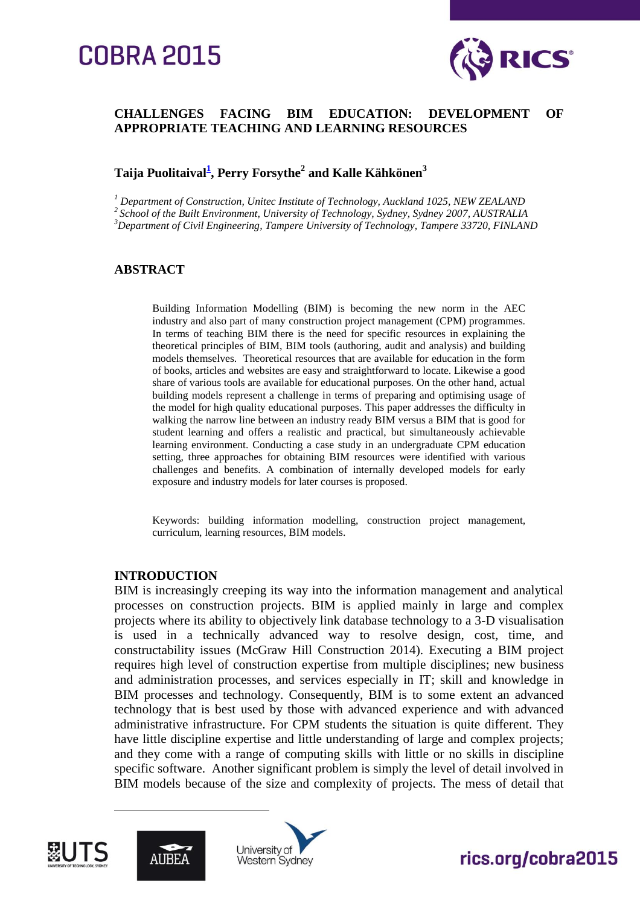# CHALLENGES FACING BIM EDUCATION: DEVELOPMENT OF APPROPRIATE TEACHING AND LEARNING RESOURCES

**Taija Puolitaival[1], Perry Forsythe[2] and Kalle Kähkönen[3]**

*[1] Department of Construction, Unitec Institute of Technology, Auckland 1025, NEW ZEALAND*
*[2] School of the Built Environment, University of Technology, Sydney, Sydney 2007, AUSTRALIA*
*[3] Department of Civil Engineering, Tampere University of Technology, Tampere 33720, FINLAND*

## ABSTRACT

Building Information Modelling (BIM) is becoming the new norm in the AEC industry and also part of many construction project management (CPM) programmes. In terms of teaching BIM there is the need for specific resources in explaining the theoretical principles of BIM, BIM tools (authoring, audit and analysis) and building models themselves. Theoretical resources that are available for education in the form of books, articles and websites are easy and straightforward to locate. Likewise a good share of various tools are available for educational purposes. On the other hand, actual building models represent a challenge in terms of preparing and optimising usage of the model for high quality educational purposes. This paper addresses the difficulty in walking the narrow line between an industry ready BIM versus a BIM that is good for student learning and offers a realistic and practical, but simultaneously achievable learning environment. Conducting a case study in an undergraduate CPM education setting, three approaches for obtaining BIM resources were identified with various challenges and benefits. A combination of internally developed models for early exposure and industry models for later courses is proposed.

Keywords: building information modelling, construction project management, curriculum, learning resources, BIM models.

## INTRODUCTION

BIM is increasingly creeping its way into the information management and analytical processes on construction projects. BIM is applied mainly in large and complex projects where its ability to objectively link database technology to a 3-D visualisation is used in a technically advanced way to resolve design, cost, time, and constructability issues (McGraw Hill Construction 2014). Executing a BIM project requires high level of construction expertise from multiple disciplines; new business and administration processes, and services especially in IT; skill and knowledge in BIM processes and technology. Consequently, BIM is to some extent an advanced technology that is best used by those with advanced experience and with advanced administrative infrastructure. For CPM students the situation is quite different. They have little discipline expertise and little understanding of large and complex projects; and they come with a range of computing skills with little or no skills in discipline specific software. Another significant problem is simply the level of detail involved in BIM models because of the size and complexity of projects. The mess of detail that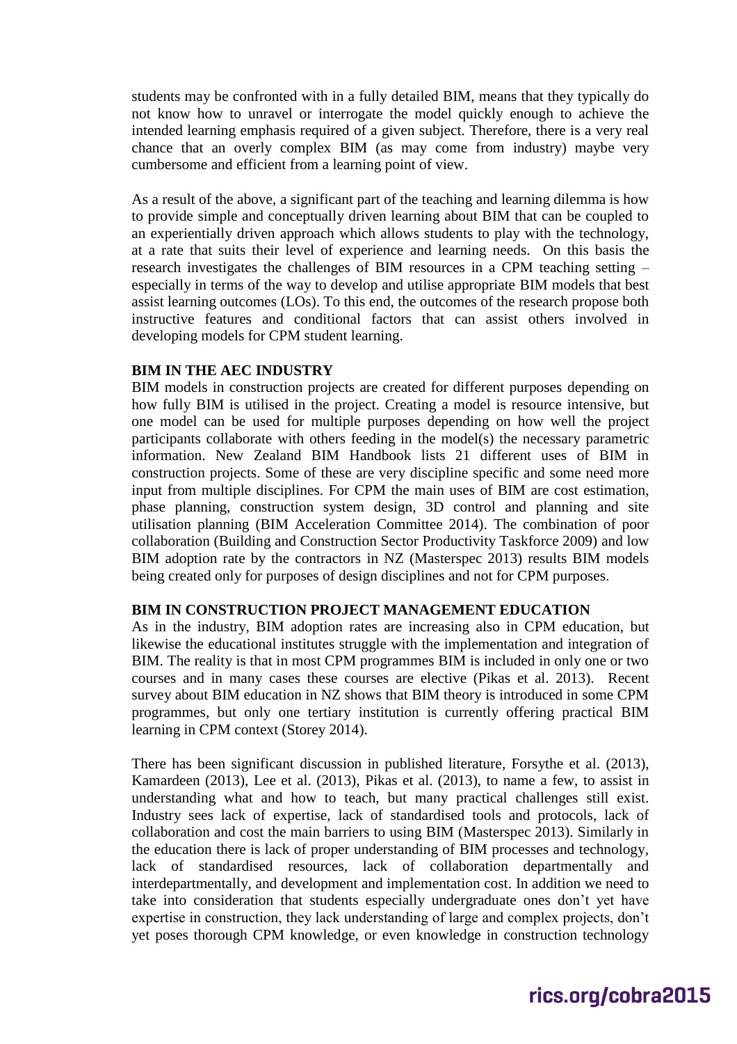students may be confronted with in a fully detailed BIM, means that they typically do not know how to unravel or interrogate the model quickly enough to achieve the intended learning emphasis required of a given subject. Therefore, there is a very real chance that an overly complex BIM (as may come from industry) maybe very cumbersome and efficient from a learning point of view.

As a result of the above, a significant part of the teaching and learning dilemma is how to provide simple and conceptually driven learning about BIM that can be coupled to an experientially driven approach which allows students to play with the technology, at a rate that suits their level of experience and learning needs. On this basis the research investigates the challenges of BIM resources in a CPM teaching setting – especially in terms of the way to develop and utilise appropriate BIM models that best assist learning outcomes (LOs). To this end, the outcomes of the research propose both instructive features and conditional factors that can assist others involved in developing models for CPM student learning.

## BIM IN THE AEC INDUSTRY

BIM models in construction projects are created for different purposes depending on how fully BIM is utilised in the project. Creating a model is resource intensive, but one model can be used for multiple purposes depending on how well the project participants collaborate with others feeding in the model(s) the necessary parametric information. New Zealand BIM Handbook lists 21 different uses of BIM in construction projects. Some of these are very discipline specific and some need more input from multiple disciplines. For CPM the main uses of BIM are cost estimation, phase planning, construction system design, 3D control and planning and site utilisation planning (BIM Acceleration Committee 2014). The combination of poor collaboration (Building and Construction Sector Productivity Taskforce 2009) and low BIM adoption rate by the contractors in NZ (Masterspec 2013) results BIM models being created only for purposes of design disciplines and not for CPM purposes.

## BIM IN CONSTRUCTION PROJECT MANAGEMENT EDUCATION

As in the industry, BIM adoption rates are increasing also in CPM education, but likewise the educational institutes struggle with the implementation and integration of BIM. The reality is that in most CPM programmes BIM is included in only one or two courses and in many cases these courses are elective (Pikas et al. 2013). Recent survey about BIM education in NZ shows that BIM theory is introduced in some CPM programmes, but only one tertiary institution is currently offering practical BIM learning in CPM context (Storey 2014).

There has been significant discussion in published literature, Forsythe et al. (2013), Kamardeen (2013), Lee et al. (2013), Pikas et al. (2013), to name a few, to assist in understanding what and how to teach, but many practical challenges still exist. Industry sees lack of expertise, lack of standardised tools and protocols, lack of collaboration and cost the main barriers to using BIM (Masterspec 2013). Similarly in the education there is lack of proper understanding of BIM processes and technology, lack of standardised resources, lack of collaboration departmentally and interdepartmentally, and development and implementation cost. In addition we need to take into consideration that students especially undergraduate ones don't yet have expertise in construction, they lack understanding of large and complex projects, don't yet poses thorough CPM knowledge, or even knowledge in construction technology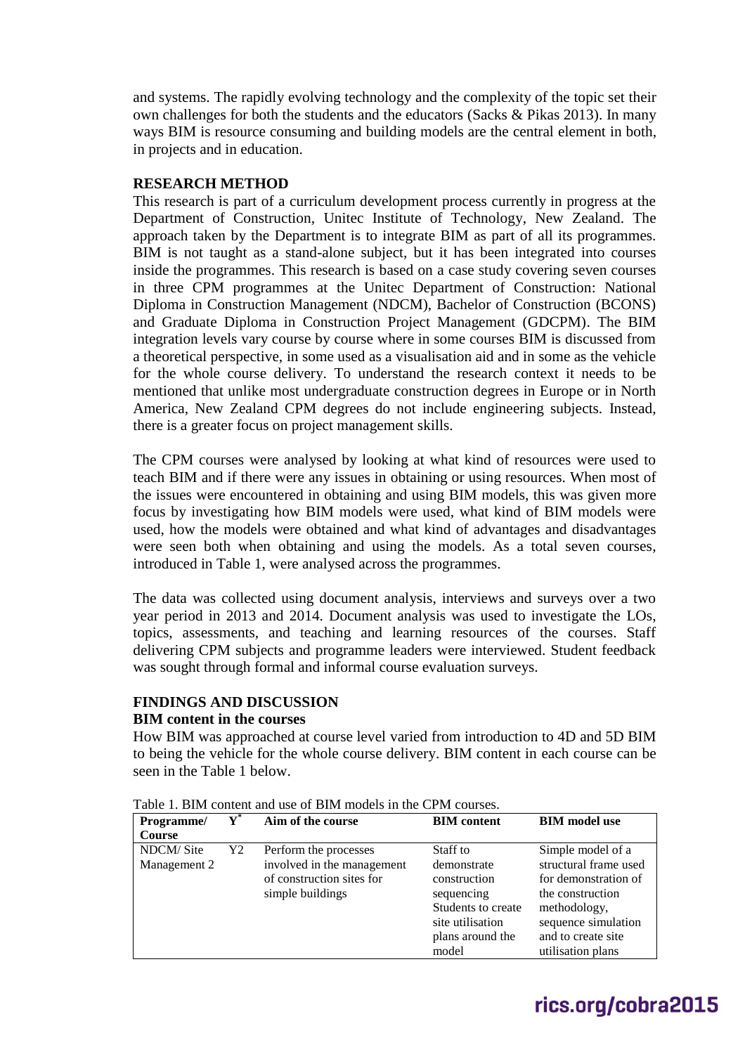and systems. The rapidly evolving technology and the complexity of the topic set their own challenges for both the students and the educators (Sacks & Pikas 2013). In many ways BIM is resource consuming and building models are the central element in both, in projects and in education.

## RESEARCH METHOD

This research is part of a curriculum development process currently in progress at the Department of Construction, Unitec Institute of Technology, New Zealand. The approach taken by the Department is to integrate BIM as part of all its programmes. BIM is not taught as a stand-alone subject, but it has been integrated into courses inside the programmes. This research is based on a case study covering seven courses in three CPM programmes at the Unitec Department of Construction: National Diploma in Construction Management (NDCM), Bachelor of Construction (BCONS) and Graduate Diploma in Construction Project Management (GDCPM). The BIM integration levels vary course by course where in some courses BIM is discussed from a theoretical perspective, in some used as a visualisation aid and in some as the vehicle for the whole course delivery. To understand the research context it needs to be mentioned that unlike most undergraduate construction degrees in Europe or in North America, New Zealand CPM degrees do not include engineering subjects. Instead, there is a greater focus on project management skills.

The CPM courses were analysed by looking at what kind of resources were used to teach BIM and if there were any issues in obtaining or using resources. When most of the issues were encountered in obtaining and using BIM models, this was given more focus by investigating how BIM models were used, what kind of BIM models were used, how the models were obtained and what kind of advantages and disadvantages were seen both when obtaining and using the models. As a total seven courses, introduced in Table 1, were analysed across the programmes.

The data was collected using document analysis, interviews and surveys over a two year period in 2013 and 2014. Document analysis was used to investigate the LOs, topics, assessments, and teaching and learning resources of the courses. Staff delivering CPM subjects and programme leaders were interviewed. Student feedback was sought through formal and informal course evaluation surveys.

## FINDINGS AND DISCUSSION

### BIM content in the courses

How BIM was approached at course level varied from introduction to 4D and 5D BIM to being the vehicle for the whole course delivery. BIM content in each course can be seen in the Table 1 below.

Table 1. BIM content and use of BIM models in the CPM courses.

| Programme/ Course | Y* | Aim of the course | BIM content | BIM model use |
|---|---|---|---|---|
| NDCM/ Site Management 2 | Y2 | Perform the processes involved in the management of construction sites for simple buildings | Staff to demonstrate construction sequencing<br>Students to create site utilisation plans around the model | Simple model of a structural frame used for demonstration of the construction methodology, sequence simulation and to create site utilisation plans |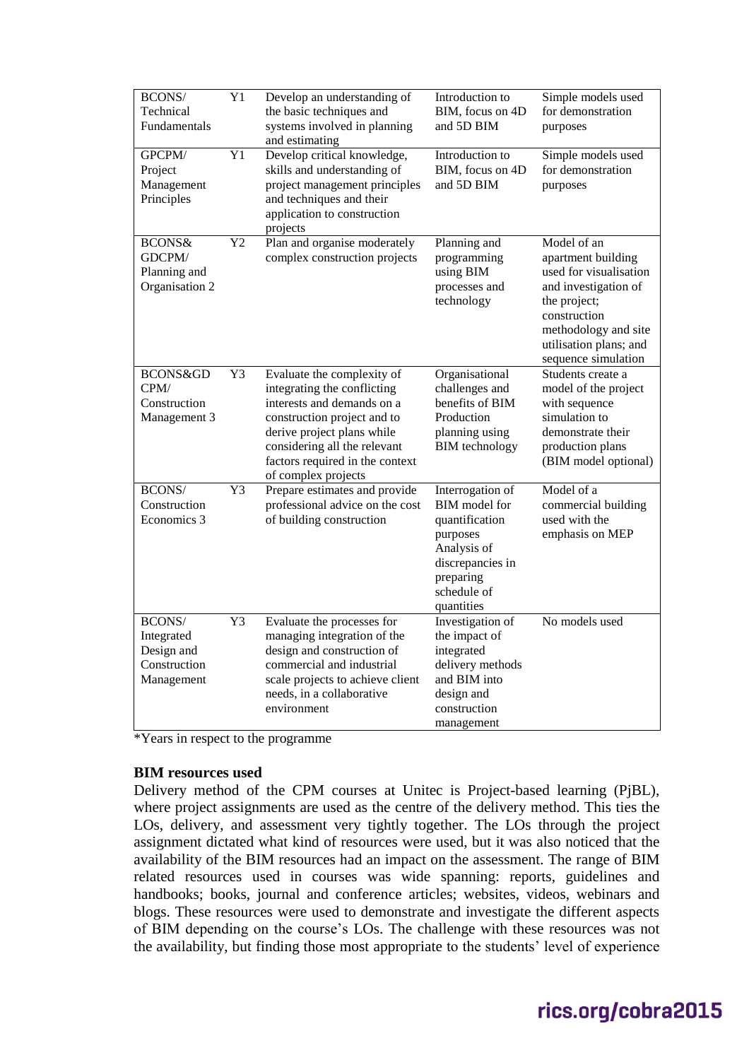| | | | | |
|---|---|---|---|---|
| BCONS/ Technical Fundamentals | Y1 | Develop an understanding of the basic techniques and systems involved in planning and estimating | Introduction to BIM, focus on 4D and 5D BIM | Simple models used for demonstration purposes |
| GPCPM/ Project Management Principles | Y1 | Develop critical knowledge, skills and understanding of project management principles and techniques and their application to construction projects | Introduction to BIM, focus on 4D and 5D BIM | Simple models used for demonstration purposes |
| BCONS& GDCPM/ Planning and Organisation 2 | Y2 | Plan and organise moderately complex construction projects | Planning and programming using BIM processes and technology | Model of an apartment building used for visualisation and investigation of the project; construction methodology and site utilisation plans; and sequence simulation |
| BCONS&GD CPM/ Construction Management 3 | Y3 | Evaluate the complexity of integrating the conflicting interests and demands on a construction project and to derive project plans while considering all the relevant factors required in the context of complex projects | Organisational challenges and benefits of BIM Production planning using BIM technology | Students create a model of the project with sequence simulation to demonstrate their production plans (BIM model optional) |
| BCONS/ Construction Economics 3 | Y3 | Prepare estimates and provide professional advice on the cost of building construction | Interrogation of BIM model for quantification purposes Analysis of discrepancies in preparing schedule of quantities | Model of a commercial building used with the emphasis on MEP |
| BCONS/ Integrated Design and Construction Management | Y3 | Evaluate the processes for managing integration of the design and construction of commercial and industrial scale projects to achieve client needs, in a collaborative environment | Investigation of the impact of integrated delivery methods and BIM into design and construction management | No models used |

*Years in respect to the programme

**BIM resources used**

Delivery method of the CPM courses at Unitec is Project-based learning (PjBL), where project assignments are used as the centre of the delivery method. This ties the LOs, delivery, and assessment very tightly together. The LOs through the project assignment dictated what kind of resources were used, but it was also noticed that the availability of the BIM resources had an impact on the assessment. The range of BIM related resources used in courses was wide spanning: reports, guidelines and handbooks; books, journal and conference articles; websites, videos, webinars and blogs. These resources were used to demonstrate and investigate the different aspects of BIM depending on the course's LOs. The challenge with these resources was not the availability, but finding those most appropriate to the students' level of experience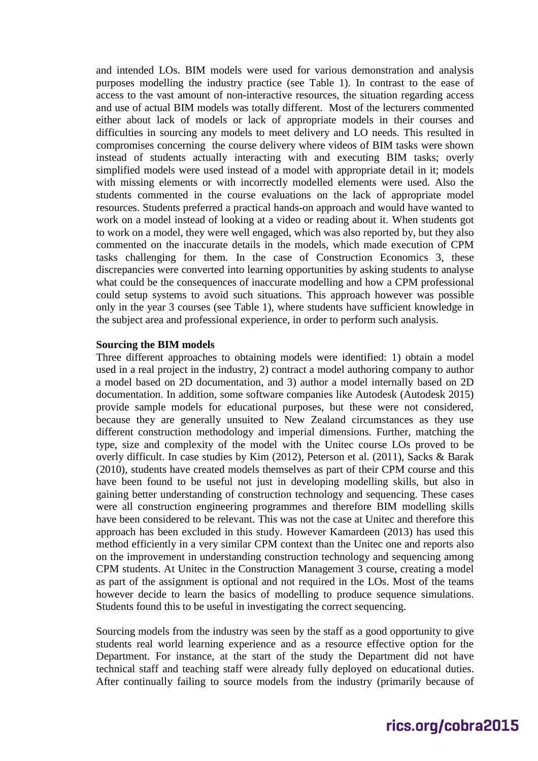and intended LOs. BIM models were used for various demonstration and analysis purposes modelling the industry practice (see Table 1). In contrast to the ease of access to the vast amount of non-interactive resources, the situation regarding access and use of actual BIM models was totally different. Most of the lecturers commented either about lack of models or lack of appropriate models in their courses and difficulties in sourcing any models to meet delivery and LO needs. This resulted in compromises concerning the course delivery where videos of BIM tasks were shown instead of students actually interacting with and executing BIM tasks; overly simplified models were used instead of a model with appropriate detail in it; models with missing elements or with incorrectly modelled elements were used. Also the students commented in the course evaluations on the lack of appropriate model resources. Students preferred a practical hands-on approach and would have wanted to work on a model instead of looking at a video or reading about it. When students got to work on a model, they were well engaged, which was also reported by, but they also commented on the inaccurate details in the models, which made execution of CPM tasks challenging for them. In the case of Construction Economics 3, these discrepancies were converted into learning opportunities by asking students to analyse what could be the consequences of inaccurate modelling and how a CPM professional could setup systems to avoid such situations. This approach however was possible only in the year 3 courses (see Table 1), where students have sufficient knowledge in the subject area and professional experience, in order to perform such analysis.

**Sourcing the BIM models**

Three different approaches to obtaining models were identified: 1) obtain a model used in a real project in the industry, 2) contract a model authoring company to author a model based on 2D documentation, and 3) author a model internally based on 2D documentation. In addition, some software companies like Autodesk (Autodesk 2015) provide sample models for educational purposes, but these were not considered, because they are generally unsuited to New Zealand circumstances as they use different construction methodology and imperial dimensions. Further, matching the type, size and complexity of the model with the Unitec course LOs proved to be overly difficult. In case studies by Kim (2012), Peterson et al. (2011), Sacks & Barak (2010), students have created models themselves as part of their CPM course and this have been found to be useful not just in developing modelling skills, but also in gaining better understanding of construction technology and sequencing. These cases were all construction engineering programmes and therefore BIM modelling skills have been considered to be relevant. This was not the case at Unitec and therefore this approach has been excluded in this study. However Kamardeen (2013) has used this method efficiently in a very similar CPM context than the Unitec one and reports also on the improvement in understanding construction technology and sequencing among CPM students. At Unitec in the Construction Management 3 course, creating a model as part of the assignment is optional and not required in the LOs. Most of the teams however decide to learn the basics of modelling to produce sequence simulations. Students found this to be useful in investigating the correct sequencing.

Sourcing models from the industry was seen by the staff as a good opportunity to give students real world learning experience and as a resource effective option for the Department. For instance, at the start of the study the Department did not have technical staff and teaching staff were already fully deployed on educational duties. After continually failing to source models from the industry (primarily because of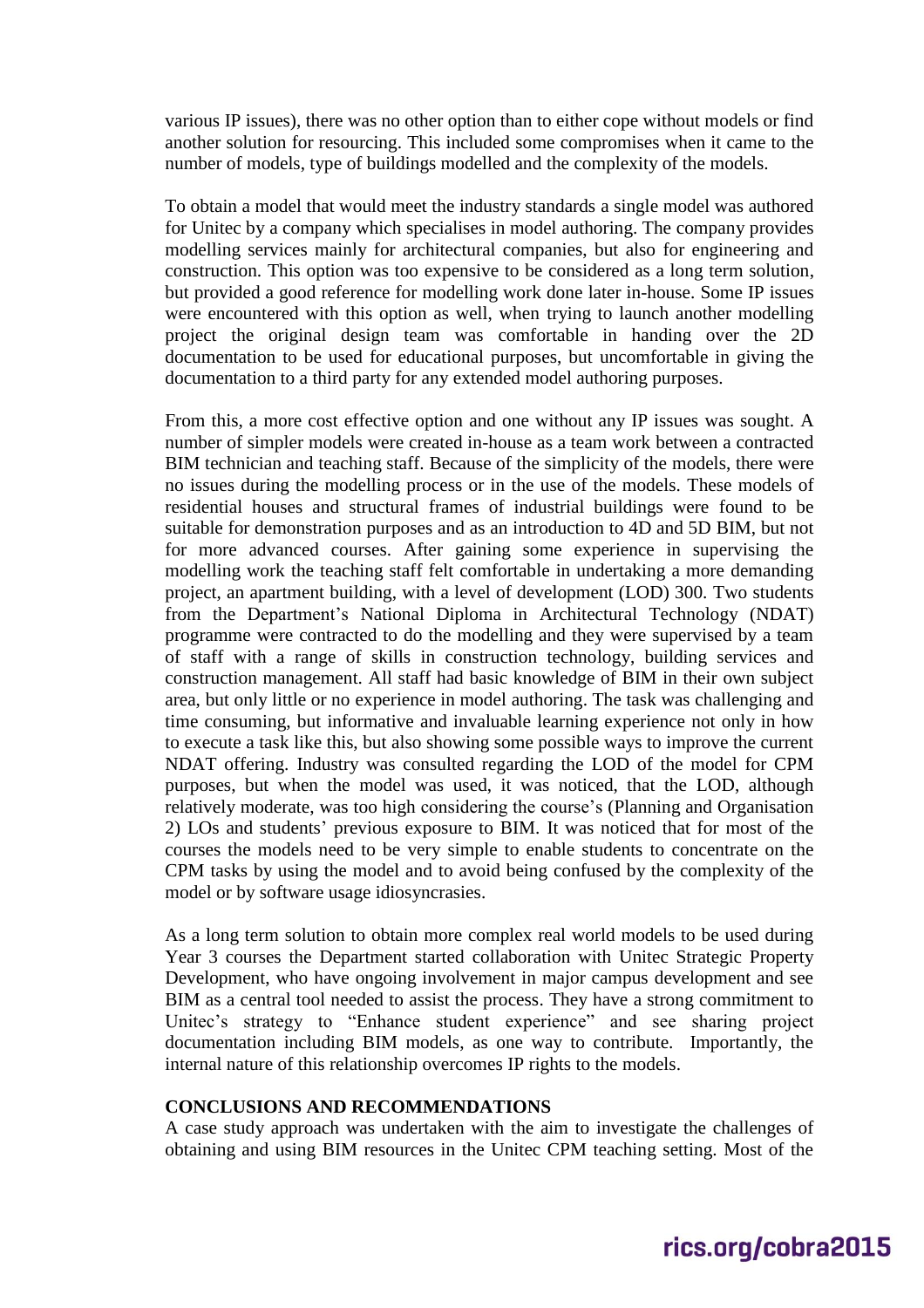various IP issues), there was no other option than to either cope without models or find another solution for resourcing. This included some compromises when it came to the number of models, type of buildings modelled and the complexity of the models.

To obtain a model that would meet the industry standards a single model was authored for Unitec by a company which specialises in model authoring. The company provides modelling services mainly for architectural companies, but also for engineering and construction. This option was too expensive to be considered as a long term solution, but provided a good reference for modelling work done later in-house. Some IP issues were encountered with this option as well, when trying to launch another modelling project the original design team was comfortable in handing over the 2D documentation to be used for educational purposes, but uncomfortable in giving the documentation to a third party for any extended model authoring purposes.

From this, a more cost effective option and one without any IP issues was sought. A number of simpler models were created in-house as a team work between a contracted BIM technician and teaching staff. Because of the simplicity of the models, there were no issues during the modelling process or in the use of the models. These models of residential houses and structural frames of industrial buildings were found to be suitable for demonstration purposes and as an introduction to 4D and 5D BIM, but not for more advanced courses. After gaining some experience in supervising the modelling work the teaching staff felt comfortable in undertaking a more demanding project, an apartment building, with a level of development (LOD) 300. Two students from the Department's National Diploma in Architectural Technology (NDAT) programme were contracted to do the modelling and they were supervised by a team of staff with a range of skills in construction technology, building services and construction management. All staff had basic knowledge of BIM in their own subject area, but only little or no experience in model authoring. The task was challenging and time consuming, but informative and invaluable learning experience not only in how to execute a task like this, but also showing some possible ways to improve the current NDAT offering. Industry was consulted regarding the LOD of the model for CPM purposes, but when the model was used, it was noticed, that the LOD, although relatively moderate, was too high considering the course's (Planning and Organisation 2) LOs and students' previous exposure to BIM. It was noticed that for most of the courses the models need to be very simple to enable students to concentrate on the CPM tasks by using the model and to avoid being confused by the complexity of the model or by software usage idiosyncrasies.

As a long term solution to obtain more complex real world models to be used during Year 3 courses the Department started collaboration with Unitec Strategic Property Development, who have ongoing involvement in major campus development and see BIM as a central tool needed to assist the process. They have a strong commitment to Unitec's strategy to "Enhance student experience" and see sharing project documentation including BIM models, as one way to contribute. Importantly, the internal nature of this relationship overcomes IP rights to the models.

## CONCLUSIONS AND RECOMMENDATIONS

A case study approach was undertaken with the aim to investigate the challenges of obtaining and using BIM resources in the Unitec CPM teaching setting. Most of the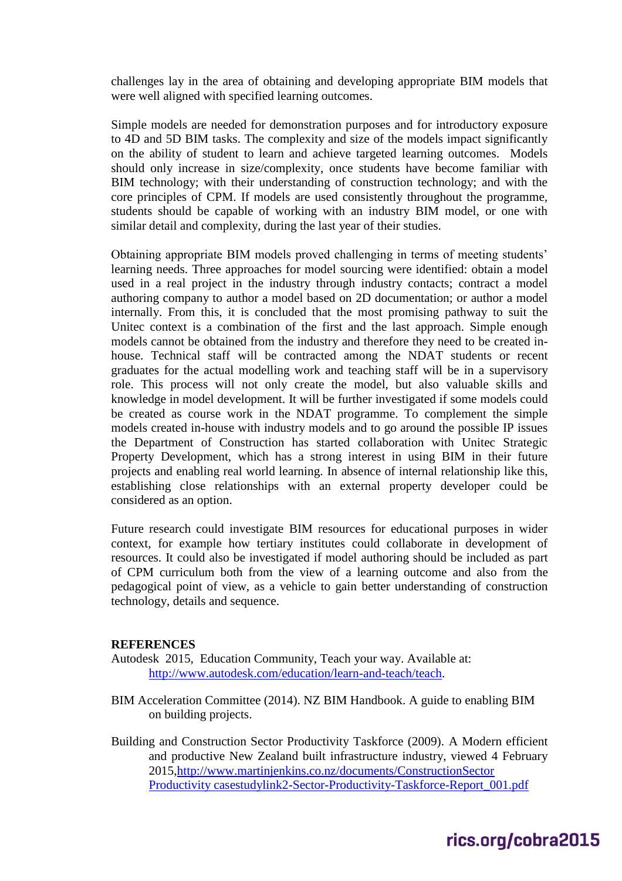challenges lay in the area of obtaining and developing appropriate BIM models that were well aligned with specified learning outcomes.

Simple models are needed for demonstration purposes and for introductory exposure to 4D and 5D BIM tasks. The complexity and size of the models impact significantly on the ability of student to learn and achieve targeted learning outcomes. Models should only increase in size/complexity, once students have become familiar with BIM technology; with their understanding of construction technology; and with the core principles of CPM. If models are used consistently throughout the programme, students should be capable of working with an industry BIM model, or one with similar detail and complexity, during the last year of their studies.

Obtaining appropriate BIM models proved challenging in terms of meeting students' learning needs. Three approaches for model sourcing were identified: obtain a model used in a real project in the industry through industry contacts; contract a model authoring company to author a model based on 2D documentation; or author a model internally. From this, it is concluded that the most promising pathway to suit the Unitec context is a combination of the first and the last approach. Simple enough models cannot be obtained from the industry and therefore they need to be created in-house. Technical staff will be contracted among the NDAT students or recent graduates for the actual modelling work and teaching staff will be in a supervisory role. This process will not only create the model, but also valuable skills and knowledge in model development. It will be further investigated if some models could be created as course work in the NDAT programme. To complement the simple models created in-house with industry models and to go around the possible IP issues the Department of Construction has started collaboration with Unitec Strategic Property Development, which has a strong interest in using BIM in their future projects and enabling real world learning. In absence of internal relationship like this, establishing close relationships with an external property developer could be considered as an option.

Future research could investigate BIM resources for educational purposes in wider context, for example how tertiary institutes could collaborate in development of resources. It could also be investigated if model authoring should be included as part of CPM curriculum both from the view of a learning outcome and also from the pedagogical point of view, as a vehicle to gain better understanding of construction technology, details and sequence.

**REFERENCES**

Autodesk 2015, Education Community, Teach your way. Available at: http://www.autodesk.com/education/learn-and-teach/teach.

BIM Acceleration Committee (2014). NZ BIM Handbook. A guide to enabling BIM on building projects.

Building and Construction Sector Productivity Taskforce (2009). A Modern efficient and productive New Zealand built infrastructure industry, viewed 4 February 2015,http://www.martinjenkins.co.nz/documents/ConstructionSector Productivity casestudylink2-Sector-Productivity-Taskforce-Report_001.pdf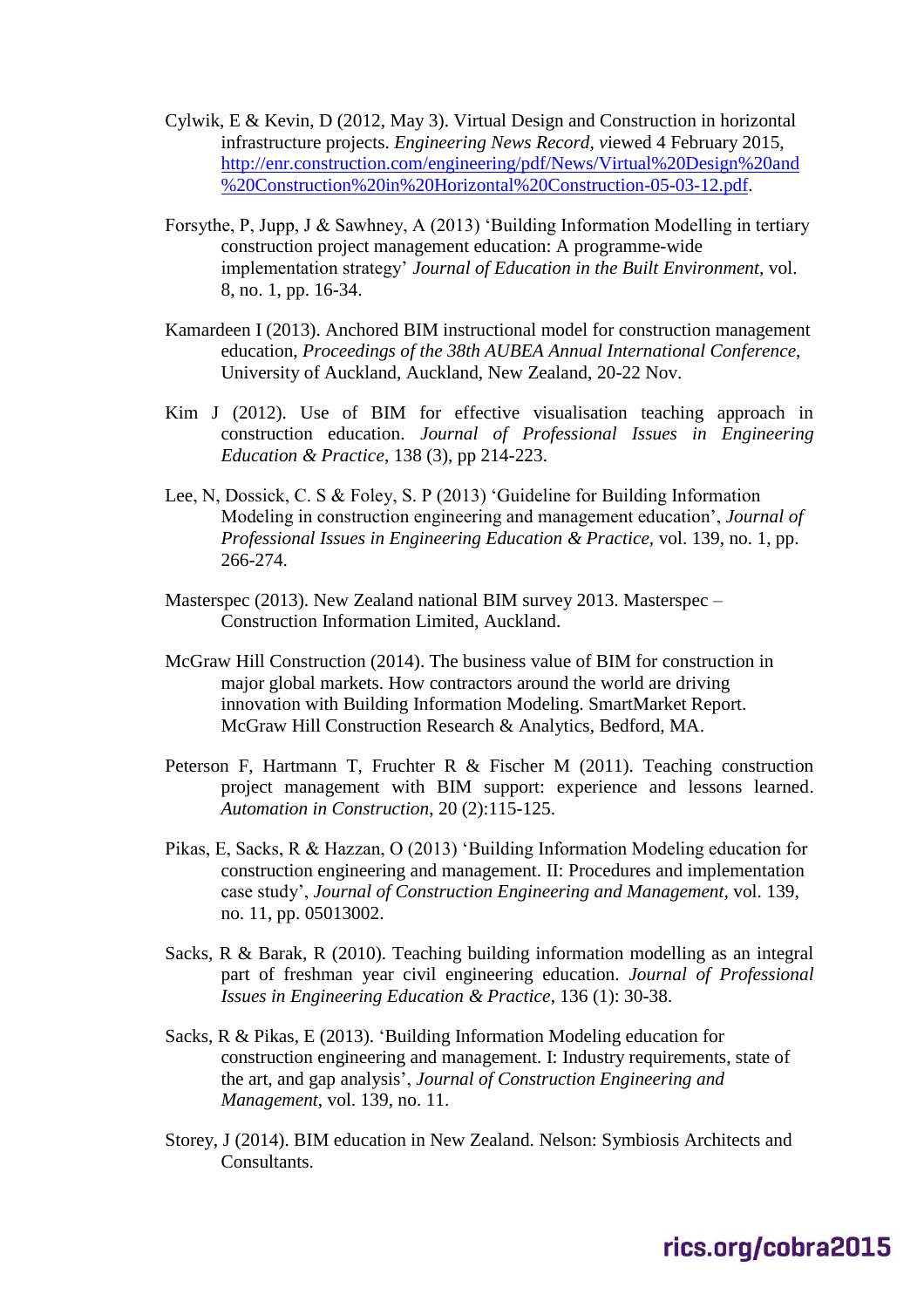Cylwik, E & Kevin, D (2012, May 3). Virtual Design and Construction in horizontal infrastructure projects. *Engineering News Record*, viewed 4 February 2015, http://enr.construction.com/engineering/pdf/News/Virtual%20Design%20and%20Construction%20in%20Horizontal%20Construction-05-03-12.pdf.

Forsythe, P, Jupp, J & Sawhney, A (2013) 'Building Information Modelling in tertiary construction project management education: A programme-wide implementation strategy' *Journal of Education in the Built Environment*, vol. 8, no. 1, pp. 16-34.

Kamardeen I (2013). Anchored BIM instructional model for construction management education, *Proceedings of the 38th AUBEA Annual International Conference*, University of Auckland, Auckland, New Zealand, 20-22 Nov.

Kim J (2012). Use of BIM for effective visualisation teaching approach in construction education. *Journal of Professional Issues in Engineering Education & Practice*, 138 (3), pp 214-223.

Lee, N, Dossick, C. S & Foley, S. P (2013) 'Guideline for Building Information Modeling in construction engineering and management education', *Journal of Professional Issues in Engineering Education & Practice*, vol. 139, no. 1, pp. 266-274.

Masterspec (2013). New Zealand national BIM survey 2013. Masterspec – Construction Information Limited, Auckland.

McGraw Hill Construction (2014). The business value of BIM for construction in major global markets. How contractors around the world are driving innovation with Building Information Modeling. SmartMarket Report. McGraw Hill Construction Research & Analytics, Bedford, MA.

Peterson F, Hartmann T, Fruchter R & Fischer M (2011). Teaching construction project management with BIM support: experience and lessons learned. *Automation in Construction*, 20 (2):115-125.

Pikas, E, Sacks, R & Hazzan, O (2013) 'Building Information Modeling education for construction engineering and management. II: Procedures and implementation case study', *Journal of Construction Engineering and Management*, vol. 139, no. 11, pp. 05013002.

Sacks, R & Barak, R (2010). Teaching building information modelling as an integral part of freshman year civil engineering education. *Journal of Professional Issues in Engineering Education & Practice*, 136 (1): 30-38.

Sacks, R & Pikas, E (2013). 'Building Information Modeling education for construction engineering and management. I: Industry requirements, state of the art, and gap analysis', *Journal of Construction Engineering and Management*, vol. 139, no. 11.

Storey, J (2014). BIM education in New Zealand. Nelson: Symbiosis Architects and Consultants.